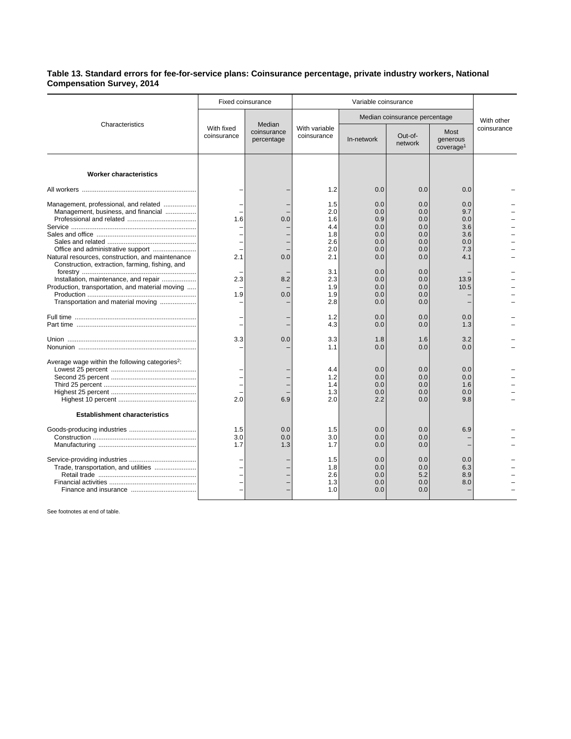**Table 13. Standard errors for fee-for-service plans: Coinsurance percentage, private industry workers, National Compensation Survey, 2014**

| Characteristics | Fixed coinsurance | | Variable coinsurance | | | | With other coinsurance |
|---|---|---|---|---|---|---|---|
| | With fixed coinsurance | Median coinsurance percentage | With variable coinsurance | Median coinsurance percentage | | | |
| | | | | In-network | Out-of-network | Most generous coverage[1] | |
| **Worker characteristics** | | | | | | | |
| All workers | – | – | 1.2 | 0.0 | 0.0 | 0.0 | – |
| Management, professional, and related | – | – | 1.5 | 0.0 | 0.0 | 0.0 | – |
| Management, business, and financial | – | – | 2.0 | 0.0 | 0.0 | 9.7 | – |
| Professional and related | 1.6 | 0.0 | 1.6 | 0.9 | 0.0 | 0.0 | – |
| Service | – | – | 4.4 | 0.0 | 0.0 | 3.6 | – |
| Sales and office | – | – | 1.8 | 0.0 | 0.0 | 3.6 | – |
| Sales and related | – | – | 2.6 | 0.0 | 0.0 | 0.0 | – |
| Office and administrative support | – | – | 2.0 | 0.0 | 0.0 | 7.3 | – |
| Natural resources, construction, and maintenance | 2.1 | 0.0 | 2.1 | 0.0 | 0.0 | 4.1 | – |
| Construction, extraction, farming, fishing, and forestry | – | – | 3.1 | 0.0 | 0.0 | – | – |
| Installation, maintenance, and repair | 2.3 | 8.2 | 2.3 | 0.0 | 0.0 | 13.9 | – |
| Production, transportation, and material moving | – | – | 1.9 | 0.0 | 0.0 | 10.5 | – |
| Production | 1.9 | 0.0 | 1.9 | 0.0 | 0.0 | – | – |
| Transportation and material moving | – | – | 2.8 | 0.0 | 0.0 | – | – |
| Full time | – | – | 1.2 | 0.0 | 0.0 | 0.0 | – |
| Part time | – | – | 4.3 | 0.0 | 0.0 | 1.3 | – |
| Union | 3.3 | 0.0 | 3.3 | 1.8 | 1.6 | 3.2 | – |
| Nonunion | – | – | 1.1 | 0.0 | 0.0 | 0.0 | – |
| Average wage within the following categories[2]: | | | | | | | |
| Lowest 25 percent | – | – | 4.4 | 0.0 | 0.0 | 0.0 | – |
| Second 25 percent | – | – | 1.2 | 0.0 | 0.0 | 0.0 | – |
| Third 25 percent | – | – | 1.4 | 0.0 | 0.0 | 1.6 | – |
| Highest 25 percent | – | – | 1.3 | 0.0 | 0.0 | 0.0 | – |
| Highest 10 percent | 2.0 | 6.9 | 2.0 | 2.2 | 0.0 | 9.8 | – |
| **Establishment characteristics** | | | | | | | |
| Goods-producing industries | 1.5 | 0.0 | 1.5 | 0.0 | 0.0 | 6.9 | – |
| Construction | 3.0 | 0.0 | 3.0 | 0.0 | 0.0 | – | – |
| Manufacturing | 1.7 | 1.3 | 1.7 | 0.0 | 0.0 | – | – |
| Service-providing industries | – | – | 1.5 | 0.0 | 0.0 | 0.0 | – |
| Trade, transportation, and utilities | – | – | 1.8 | 0.0 | 0.0 | 6.3 | – |
| Retail trade | – | – | 2.6 | 0.0 | 5.2 | 8.9 | – |
| Financial activities | – | – | 1.3 | 0.0 | 0.0 | 8.0 | – |
| Finance and insurance | – | – | 1.0 | 0.0 | 0.0 | – | – |

See footnotes at end of table.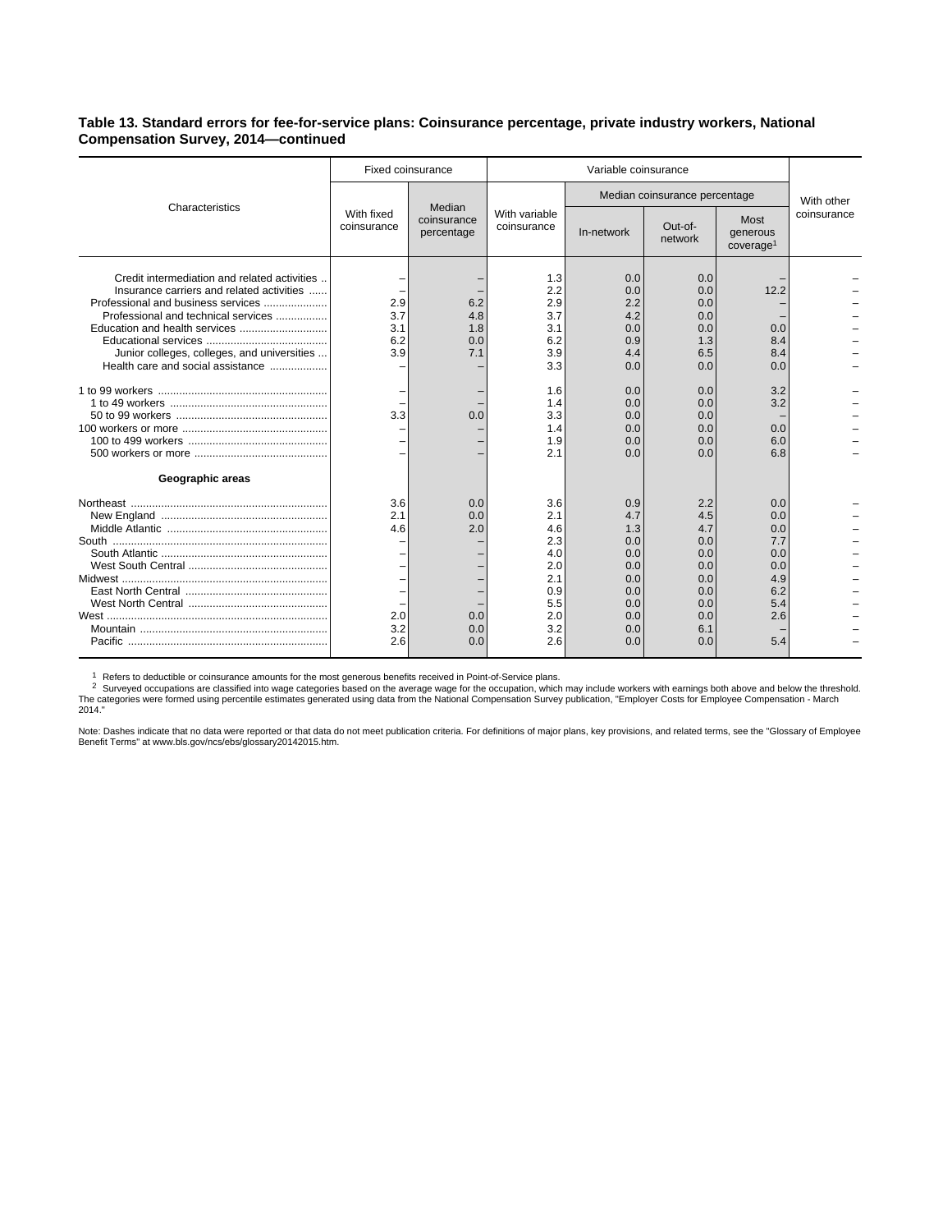**Table 13. Standard errors for fee-for-service plans: Coinsurance percentage, private industry workers, National Compensation Survey, 2014—continued**

| Characteristics | Fixed coinsurance | | Variable coinsurance | | | | With other coinsurance |
|---|---|---|---|---|---|---|---|
| | With fixed coinsurance | Median coinsurance percentage | With variable coinsurance | Median coinsurance percentage | | | |
| | | | | In-network | Out-of-network | Most generous coverage[1] | |
| Credit intermediation and related activities | – | – | 1.3 | 0.0 | 0.0 | – | – |
| Insurance carriers and related activities | – | – | 2.2 | 0.0 | 0.0 | 12.2 | – |
| Professional and business services | 2.9 | 6.2 | 2.9 | 2.2 | 0.0 | – | – |
| Professional and technical services | 3.7 | 4.8 | 3.7 | 4.2 | 0.0 | – | – |
| Education and health services | 3.1 | 1.8 | 3.1 | 0.0 | 0.0 | 0.0 | – |
| Educational services | 6.2 | 0.0 | 6.2 | 0.9 | 1.3 | 8.4 | – |
| Junior colleges, colleges, and universities | 3.9 | 7.1 | 3.9 | 4.4 | 6.5 | 8.4 | – |
| Health care and social assistance | – | – | 3.3 | 0.0 | 0.0 | 0.0 | – |
| 1 to 99 workers | – | – | 1.6 | 0.0 | 0.0 | 3.2 | – |
| 1 to 49 workers | – | – | 1.4 | 0.0 | 0.0 | 3.2 | – |
| 50 to 99 workers | 3.3 | 0.0 | 3.3 | 0.0 | 0.0 | – | – |
| 100 workers or more | – | – | 1.4 | 0.0 | 0.0 | 0.0 | – |
| 100 to 499 workers | – | – | 1.9 | 0.0 | 0.0 | 6.0 | – |
| 500 workers or more | – | – | 2.1 | 0.0 | 0.0 | 6.8 | – |
| **Geographic areas** | | | | | | | |
| Northeast | 3.6 | 0.0 | 3.6 | 0.9 | 2.2 | 0.0 | – |
| New England | 2.1 | 0.0 | 2.1 | 4.7 | 4.5 | 0.0 | – |
| Middle Atlantic | 4.6 | 2.0 | 4.6 | 1.3 | 4.7 | 0.0 | – |
| South | – | – | 2.3 | 0.0 | 0.0 | 7.7 | – |
| South Atlantic | – | – | 4.0 | 0.0 | 0.0 | 0.0 | – |
| West South Central | – | – | 2.0 | 0.0 | 0.0 | 0.0 | – |
| Midwest | – | – | 2.1 | 0.0 | 0.0 | 4.9 | – |
| East North Central | – | – | 0.9 | 0.0 | 0.0 | 6.2 | – |
| West North Central | – | – | 5.5 | 0.0 | 0.0 | 5.4 | – |
| West | 2.0 | 0.0 | 2.0 | 0.0 | 0.0 | 2.6 | – |
| Mountain | 3.2 | 0.0 | 3.2 | 0.0 | 6.1 | – | – |
| Pacific | 2.6 | 0.0 | 2.6 | 0.0 | 0.0 | 5.4 | – |

[1] Refers to deductible or coinsurance amounts for the most generous benefits received in Point-of-Service plans.

[2] Surveyed occupations are classified into wage categories based on the average wage for the occupation, which may include workers with earnings both above and below the threshold. The categories were formed using percentile estimates generated using data from the National Compensation Survey publication, "Employer Costs for Employee Compensation - March 2014."

Note: Dashes indicate that no data were reported or that data do not meet publication criteria. For definitions of major plans, key provisions, and related terms, see the "Glossary of Employee Benefit Terms" at www.bls.gov/ncs/ebs/glossary20142015.htm.